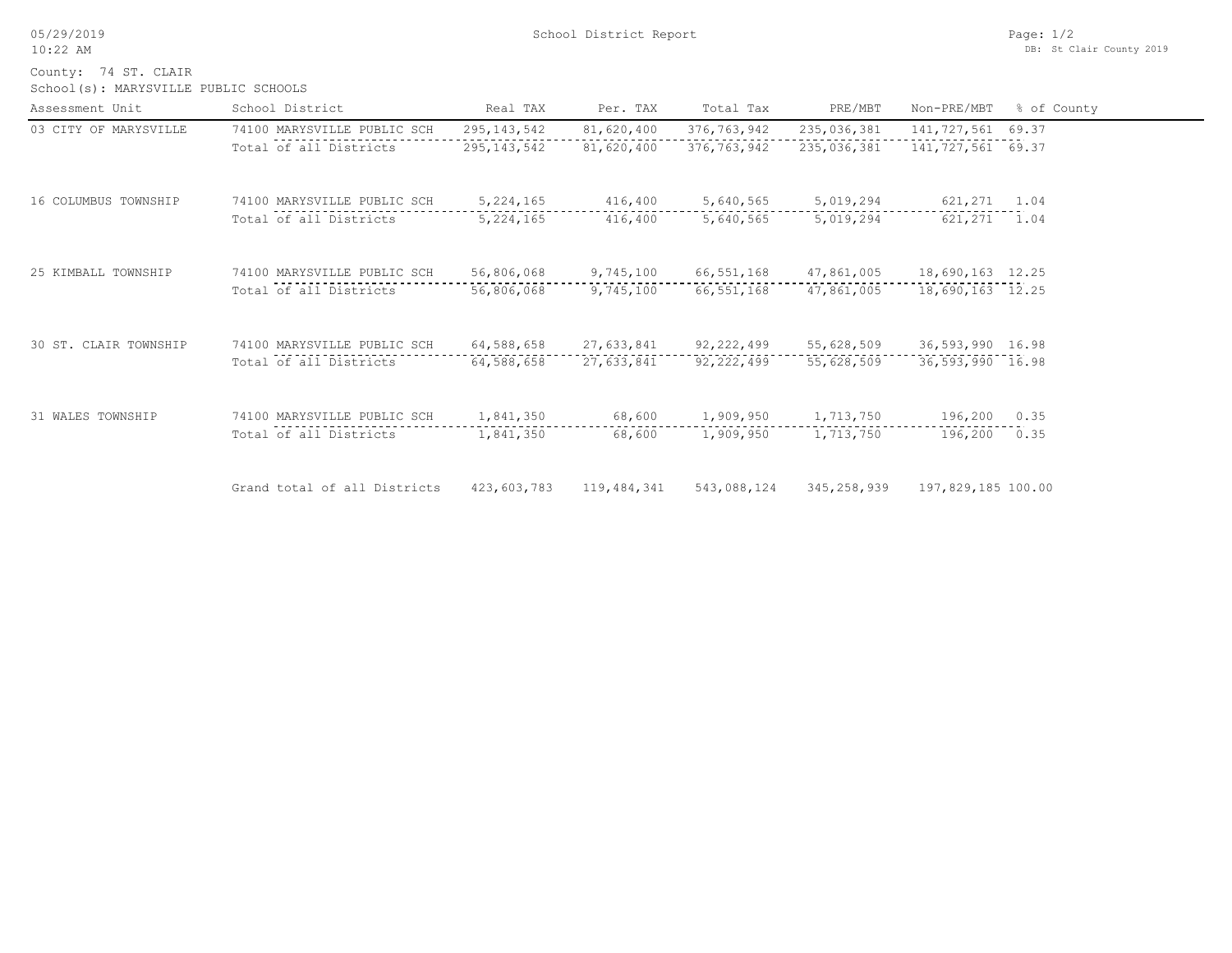# School District Report

County: 74 ST. CLAIR
School(s): MARYSVILLE PUBLIC SCHOOLS

| Assessment Unit | School District | Real TAX | Per. TAX | Total Tax | PRE/MBT | Non-PRE/MBT | % of County |
|---|---|---|---|---|---|---|---|
| 03 CITY OF MARYSVILLE | 74100 MARYSVILLE PUBLIC SCH | 295,143,542 | 81,620,400 | 376,763,942 | 235,036,381 | 141,727,561 | 69.37 |
| | Total of all Districts | 295,143,542 | 81,620,400 | 376,763,942 | 235,036,381 | 141,727,561 | 69.37 |
| 16 COLUMBUS TOWNSHIP | 74100 MARYSVILLE PUBLIC SCH | 5,224,165 | 416,400 | 5,640,565 | 5,019,294 | 621,271 | 1.04 |
| | Total of all Districts | 5,224,165 | 416,400 | 5,640,565 | 5,019,294 | 621,271 | 1.04 |
| 25 KIMBALL TOWNSHIP | 74100 MARYSVILLE PUBLIC SCH | 56,806,068 | 9,745,100 | 66,551,168 | 47,861,005 | 18,690,163 | 12.25 |
| | Total of all Districts | 56,806,068 | 9,745,100 | 66,551,168 | 47,861,005 | 18,690,163 | 12.25 |
| 30 ST. CLAIR TOWNSHIP | 74100 MARYSVILLE PUBLIC SCH | 64,588,658 | 27,633,841 | 92,222,499 | 55,628,509 | 36,593,990 | 16.98 |
| | Total of all Districts | 64,588,658 | 27,633,841 | 92,222,499 | 55,628,509 | 36,593,990 | 16.98 |
| 31 WALES TOWNSHIP | 74100 MARYSVILLE PUBLIC SCH | 1,841,350 | 68,600 | 1,909,950 | 1,713,750 | 196,200 | 0.35 |
| | Total of all Districts | 1,841,350 | 68,600 | 1,909,950 | 1,713,750 | 196,200 | 0.35 |
| | Grand total of all Districts | 423,603,783 | 119,484,341 | 543,088,124 | 345,258,939 | 197,829,185 | 100.00 |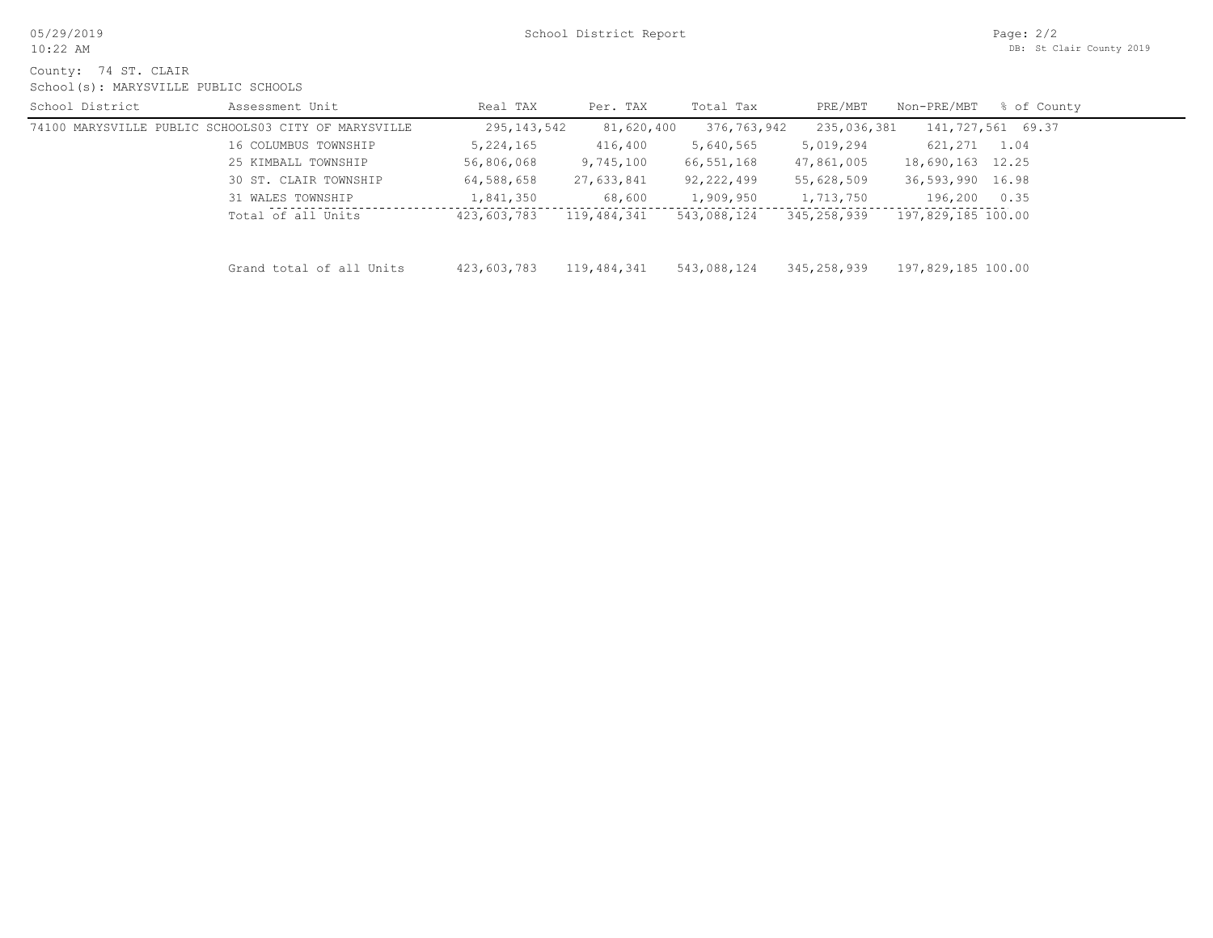County: 74 ST. CLAIR

School(s): MARYSVILLE PUBLIC SCHOOLS

| School District | Assessment Unit | Real TAX | Per. TAX | Total Tax | PRE/MBT | Non-PRE/MBT | % of County |
|---|---|---|---|---|---|---|---|
| 74100 MARYSVILLE PUBLIC SCHOOLS | 03 CITY OF MARYSVILLE | 295,143,542 | 81,620,400 | 376,763,942 | 235,036,381 | 141,727,561 | 69.37 |
| | 16 COLUMBUS TOWNSHIP | 5,224,165 | 416,400 | 5,640,565 | 5,019,294 | 621,271 | 1.04 |
| | 25 KIMBALL TOWNSHIP | 56,806,068 | 9,745,100 | 66,551,168 | 47,861,005 | 18,690,163 | 12.25 |
| | 30 ST. CLAIR TOWNSHIP | 64,588,658 | 27,633,841 | 92,222,499 | 55,628,509 | 36,593,990 | 16.98 |
| | 31 WALES TOWNSHIP | 1,841,350 | 68,600 | 1,909,950 | 1,713,750 | 196,200 | 0.35 |
| | Total of all Units | 423,603,783 | 119,484,341 | 543,088,124 | 345,258,939 | 197,829,185 | 100.00 |
| | Grand total of all Units | 423,603,783 | 119,484,341 | 543,088,124 | 345,258,939 | 197,829,185 | 100.00 |